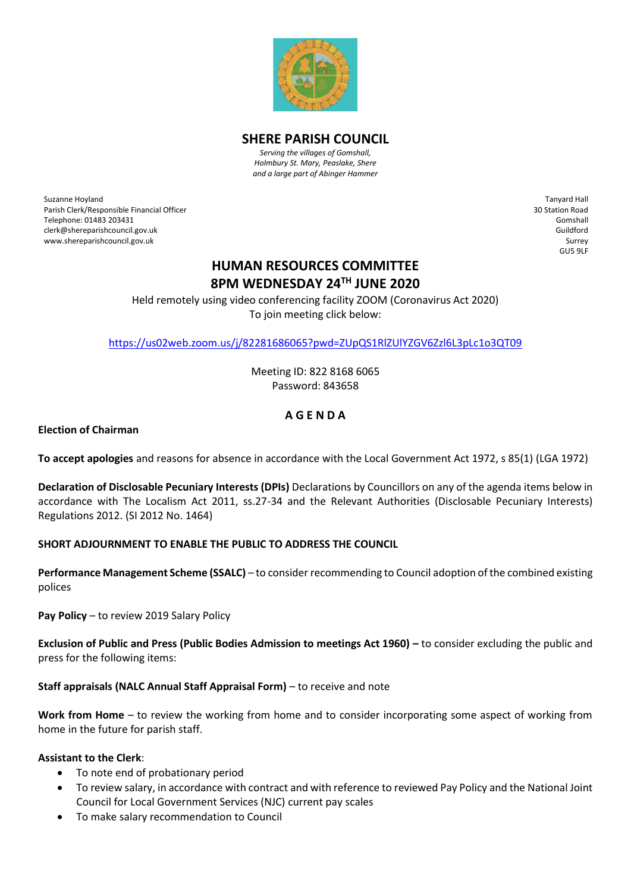# SHERE PARISH COUNCIL

*Serving the villages of Gomshall, Holmbury St. Mary, Peaslake, Shere and a large part of Abinger Hammer*

Suzanne Hoyland
Parish Clerk/Responsible Financial Officer
Telephone: 01483 203431
clerk@shereparishcouncil.gov.uk
www.shereparishcouncil.gov.uk

Tanyard Hall
30 Station Road
Gomshall
Guildford
Surrey
GU5 9LF

## HUMAN RESOURCES COMMITTEE
## 8PM WEDNESDAY 24TH JUNE 2020

Held remotely using video conferencing facility ZOOM (Coronavirus Act 2020)
To join meeting click below:

https://us02web.zoom.us/j/82281686065?pwd=ZUpQS1RlZUlYZGV6Zzl6L3pLc1o3QT09

Meeting ID: 822 8168 6065
Password: 843658

### A G E N D A

**Election of Chairman**

**To accept apologies** and reasons for absence in accordance with the Local Government Act 1972, s 85(1) (LGA 1972)

**Declaration of Disclosable Pecuniary Interests (DPIs)** Declarations by Councillors on any of the agenda items below in accordance with The Localism Act 2011, ss.27-34 and the Relevant Authorities (Disclosable Pecuniary Interests) Regulations 2012. (SI 2012 No. 1464)

**SHORT ADJOURNMENT TO ENABLE THE PUBLIC TO ADDRESS THE COUNCIL**

**Performance Management Scheme (SSALC)** – to consider recommending to Council adoption of the combined existing polices

**Pay Policy** – to review 2019 Salary Policy

**Exclusion of Public and Press (Public Bodies Admission to meetings Act 1960) –** to consider excluding the public and press for the following items:

**Staff appraisals (NALC Annual Staff Appraisal Form)** – to receive and note

**Work from Home** – to review the working from home and to consider incorporating some aspect of working from home in the future for parish staff.

**Assistant to the Clerk**:

- To note end of probationary period
- To review salary, in accordance with contract and with reference to reviewed Pay Policy and the National Joint Council for Local Government Services (NJC) current pay scales
- To make salary recommendation to Council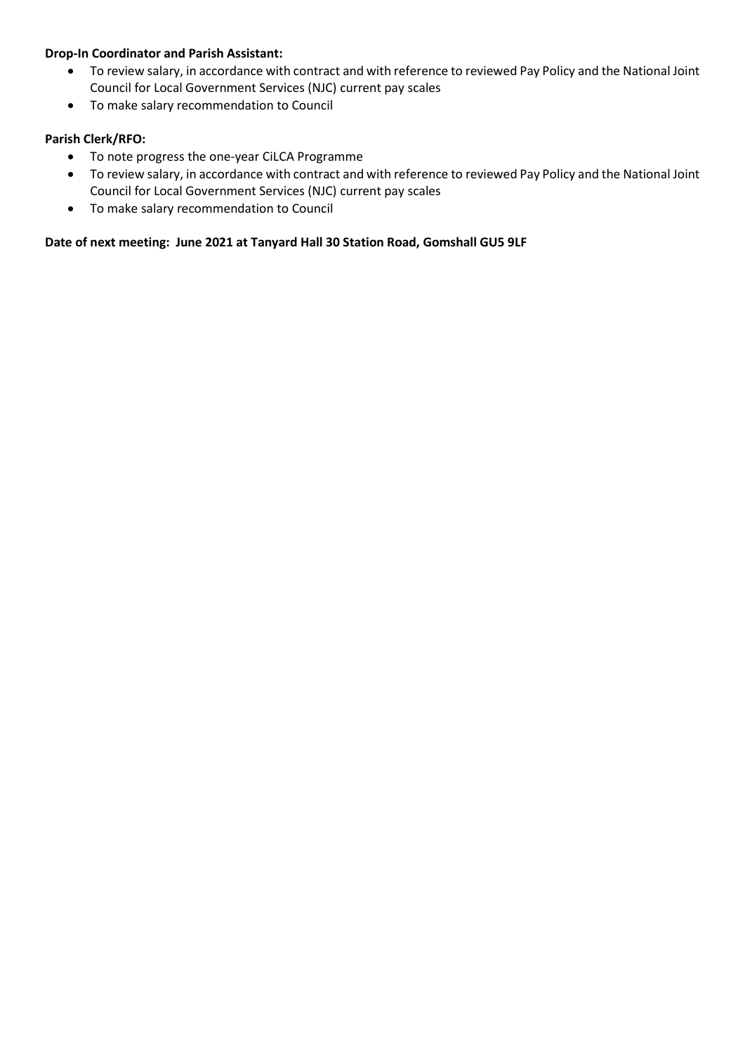**Drop-In Coordinator and Parish Assistant:**

- To review salary, in accordance with contract and with reference to reviewed Pay Policy and the National Joint Council for Local Government Services (NJC) current pay scales
- To make salary recommendation to Council

**Parish Clerk/RFO:**

- To note progress the one-year CiLCA Programme
- To review salary, in accordance with contract and with reference to reviewed Pay Policy and the National Joint Council for Local Government Services (NJC) current pay scales
- To make salary recommendation to Council

**Date of next meeting: June 2021 at Tanyard Hall 30 Station Road, Gomshall GU5 9LF**